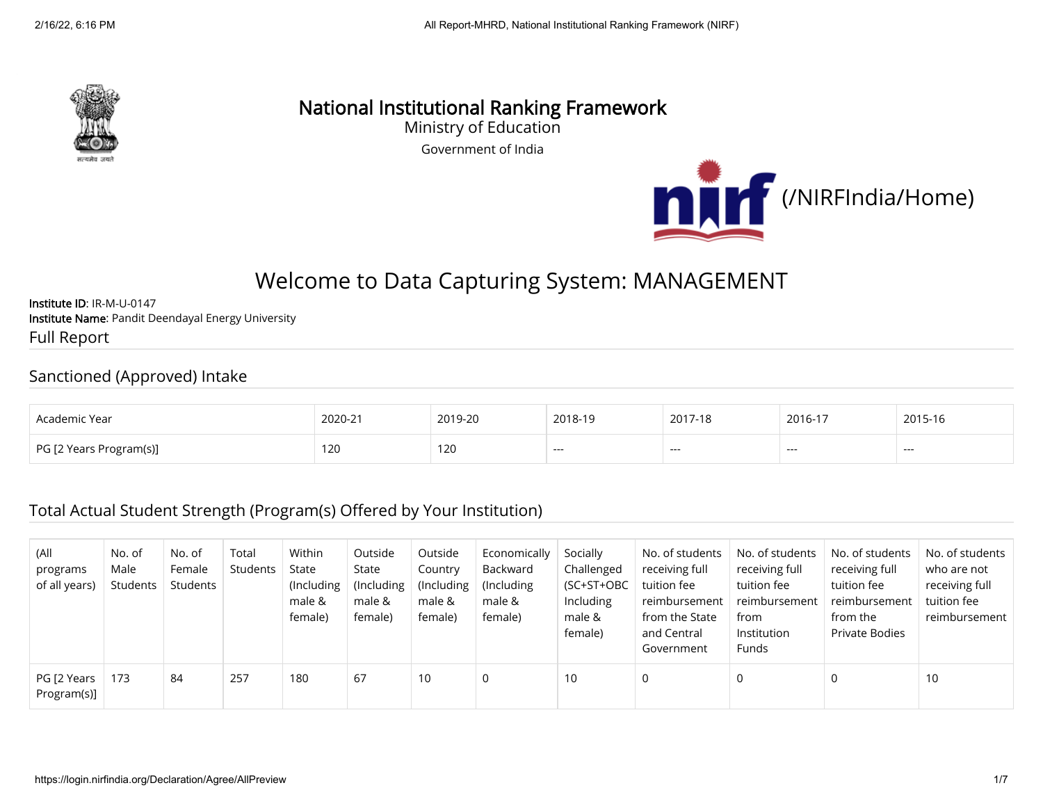# National Institutional Ranking Framework

Ministry of Education

Government of India

(/NIRFIndia/Home)

## Welcome to Data Capturing System: MANAGEMENT

**Institute ID**: IR-M-U-0147
**Institute Name**: Pandit Deendayal Energy University

### Full Report

### Sanctioned (Approved) Intake

| Academic Year | 2020-21 | 2019-20 | 2018-19 | 2017-18 | 2016-17 | 2015-16 |
|---|---|---|---|---|---|---|
| PG [2 Years Program(s)] | 120 | 120 | --- | --- | --- | --- |

### Total Actual Student Strength (Program(s) Offered by Your Institution)

| (All programs of all years) | No. of Male Students | No. of Female Students | Total Students | Within State (Including male & female) | Outside State (Including male & female) | Outside Country (Including male & female) | Economically Backward (Including male & female) | Socially Challenged (SC+ST+OBC Including male & female) | No. of students receiving full tuition fee reimbursement from the State and Central Government | No. of students receiving full tuition fee reimbursement from Institution Funds | No. of students receiving full tuition fee reimbursement from the Private Bodies | No. of students who are not receiving full tuition fee reimbursement |
|---|---|---|---|---|---|---|---|---|---|---|---|---|
| PG [2 Years Program(s)] | 173 | 84 | 257 | 180 | 67 | 10 | 0 | 10 | 0 | 0 | 0 | 10 |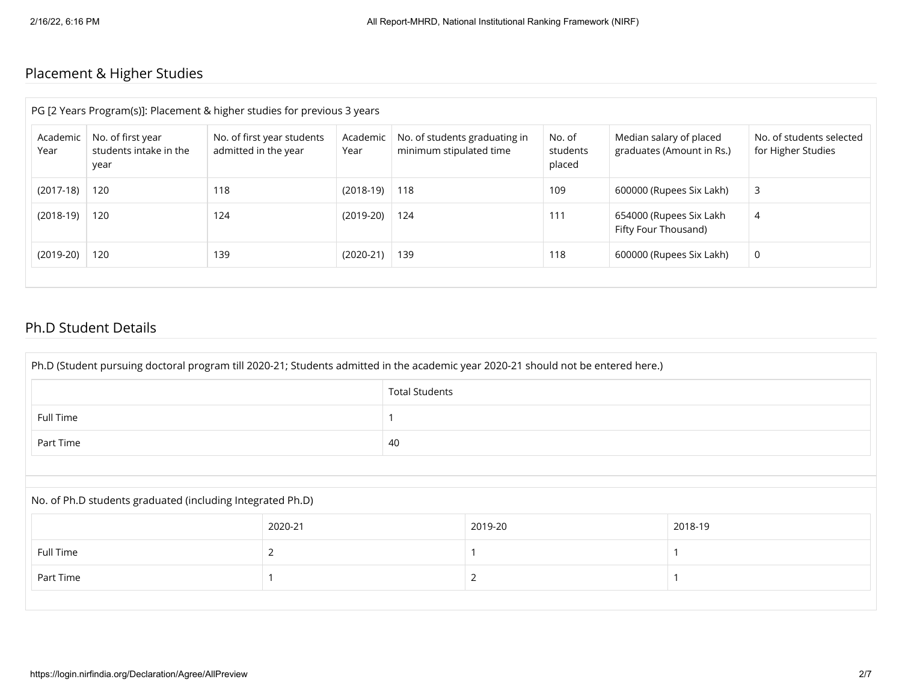## Placement & Higher Studies

PG [2 Years Program(s)]: Placement & higher studies for previous 3 years

| Academic Year | No. of first year students intake in the year | No. of first year students admitted in the year | Academic Year | No. of students graduating in minimum stipulated time | No. of students placed | Median salary of placed graduates (Amount in Rs.) | No. of students selected for Higher Studies |
|---|---|---|---|---|---|---|---|
| (2017-18) | 120 | 118 | (2018-19) | 118 | 109 | 600000 (Rupees Six Lakh) | 3 |
| (2018-19) | 120 | 124 | (2019-20) | 124 | 111 | 654000 (Rupees Six Lakh Fifty Four Thousand) | 4 |
| (2019-20) | 120 | 139 | (2020-21) | 139 | 118 | 600000 (Rupees Six Lakh) | 0 |

## Ph.D Student Details

Ph.D (Student pursuing doctoral program till 2020-21; Students admitted in the academic year 2020-21 should not be entered here.)

| | Total Students |
|---|---|
| Full Time | 1 |
| Part Time | 40 |

No. of Ph.D students graduated (including Integrated Ph.D)

| | 2020-21 | 2019-20 | 2018-19 |
|---|---|---|---|
| Full Time | 2 | 1 | 1 |
| Part Time | 1 | 2 | 1 |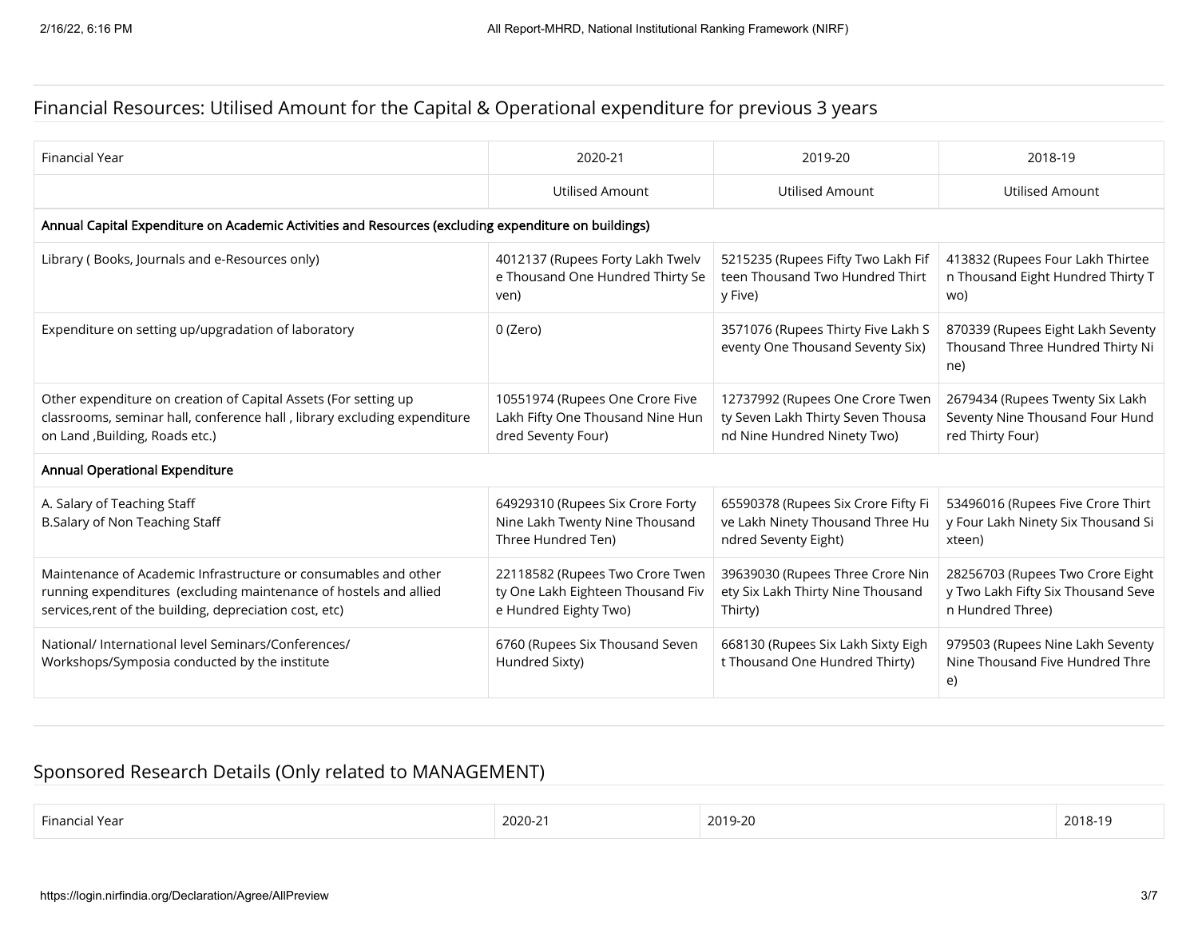## Financial Resources: Utilised Amount for the Capital & Operational expenditure for previous 3 years

| Financial Year | 2020-21 | 2019-20 | 2018-19 |
|---|---|---|---|
| | Utilised Amount | Utilised Amount | Utilised Amount |
| **Annual Capital Expenditure on Academic Activities and Resources (excluding expenditure on buildings)** | | | |
| Library ( Books, Journals and e-Resources only) | 4012137 (Rupees Forty Lakh Twelve Thousand One Hundred Thirty Seven) | 5215235 (Rupees Fifty Two Lakh Fifteen Thousand Two Hundred Thirty Five) | 413832 (Rupees Four Lakh Thirteen Thousand Eight Hundred Thirty Two) |
| Expenditure on setting up/upgradation of laboratory | 0 (Zero) | 3571076 (Rupees Thirty Five Lakh Seventy One Thousand Seventy Six) | 870339 (Rupees Eight Lakh Seventy Thousand Three Hundred Thirty Nine) |
| Other expenditure on creation of Capital Assets (For setting up classrooms, seminar hall, conference hall , library excluding expenditure on Land ,Building, Roads etc.) | 10551974 (Rupees One Crore Five Lakh Fifty One Thousand Nine Hundred Seventy Four) | 12737992 (Rupees One Crore Twenty Seven Lakh Thirty Seven Thousand Nine Hundred Ninety Two) | 2679434 (Rupees Twenty Six Lakh Seventy Nine Thousand Four Hundred Thirty Four) |
| **Annual Operational Expenditure** | | | |
| A. Salary of Teaching Staff<br>B.Salary of Non Teaching Staff | 64929310 (Rupees Six Crore Forty Nine Lakh Twenty Nine Thousand Three Hundred Ten) | 65590378 (Rupees Six Crore Fifty Five Lakh Ninety Thousand Three Hundred Seventy Eight) | 53496016 (Rupees Five Crore Thirty Four Lakh Ninety Six Thousand Sixteen) |
| Maintenance of Academic Infrastructure or consumables and other running expenditures (excluding maintenance of hostels and allied services,rent of the building, depreciation cost, etc) | 22118582 (Rupees Two Crore Twenty One Lakh Eighteen Thousand Five Hundred Eighty Two) | 39639030 (Rupees Three Crore Ninety Six Lakh Thirty Nine Thousand Thirty) | 28256703 (Rupees Two Crore Eighty Two Lakh Fifty Six Thousand Seven Hundred Three) |
| National/ International level Seminars/Conferences/ Workshops/Symposia conducted by the institute | 6760 (Rupees Six Thousand Seven Hundred Sixty) | 668130 (Rupees Six Lakh Sixty Eight Thousand One Hundred Thirty) | 979503 (Rupees Nine Lakh Seventy Nine Thousand Five Hundred Three) |

## Sponsored Research Details (Only related to MANAGEMENT)

| Financial Year | 2020-21 | 2019-20 | 2018-19 |
|---|---|---|---|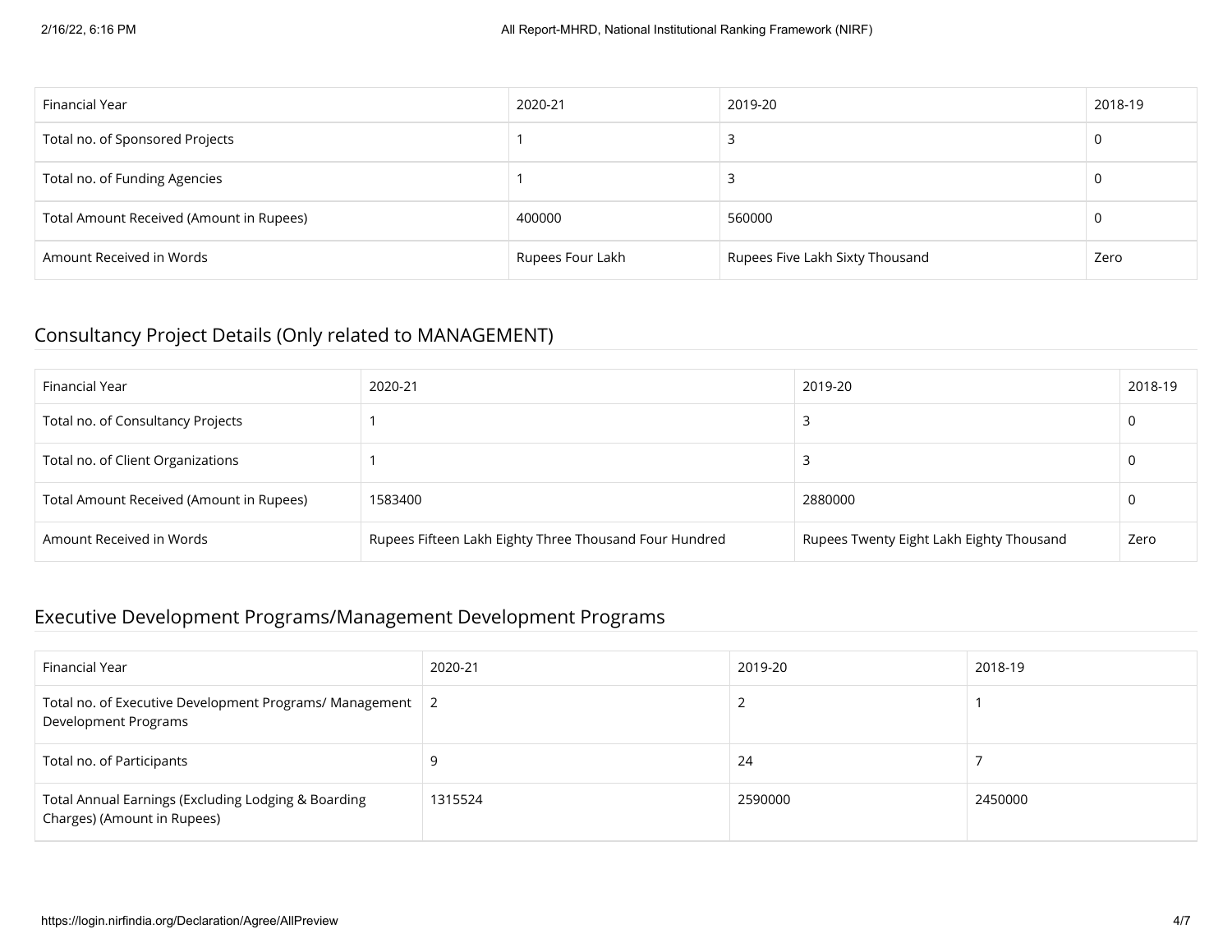| Financial Year | 2020-21 | 2019-20 | 2018-19 |
| --- | --- | --- | --- |
| Total no. of Sponsored Projects | 1 | 3 | 0 |
| Total no. of Funding Agencies | 1 | 3 | 0 |
| Total Amount Received (Amount in Rupees) | 400000 | 560000 | 0 |
| Amount Received in Words | Rupees Four Lakh | Rupees Five Lakh Sixty Thousand | Zero |

## Consultancy Project Details (Only related to MANAGEMENT)

| Financial Year | 2020-21 | 2019-20 | 2018-19 |
| --- | --- | --- | --- |
| Total no. of Consultancy Projects | 1 | 3 | 0 |
| Total no. of Client Organizations | 1 | 3 | 0 |
| Total Amount Received (Amount in Rupees) | 1583400 | 2880000 | 0 |
| Amount Received in Words | Rupees Fifteen Lakh Eighty Three Thousand Four Hundred | Rupees Twenty Eight Lakh Eighty Thousand | Zero |

## Executive Development Programs/Management Development Programs

| Financial Year | 2020-21 | 2019-20 | 2018-19 |
| --- | --- | --- | --- |
| Total no. of Executive Development Programs/ Management Development Programs | 2 | 2 | 1 |
| Total no. of Participants | 9 | 24 | 7 |
| Total Annual Earnings (Excluding Lodging & Boarding Charges) (Amount in Rupees) | 1315524 | 2590000 | 2450000 |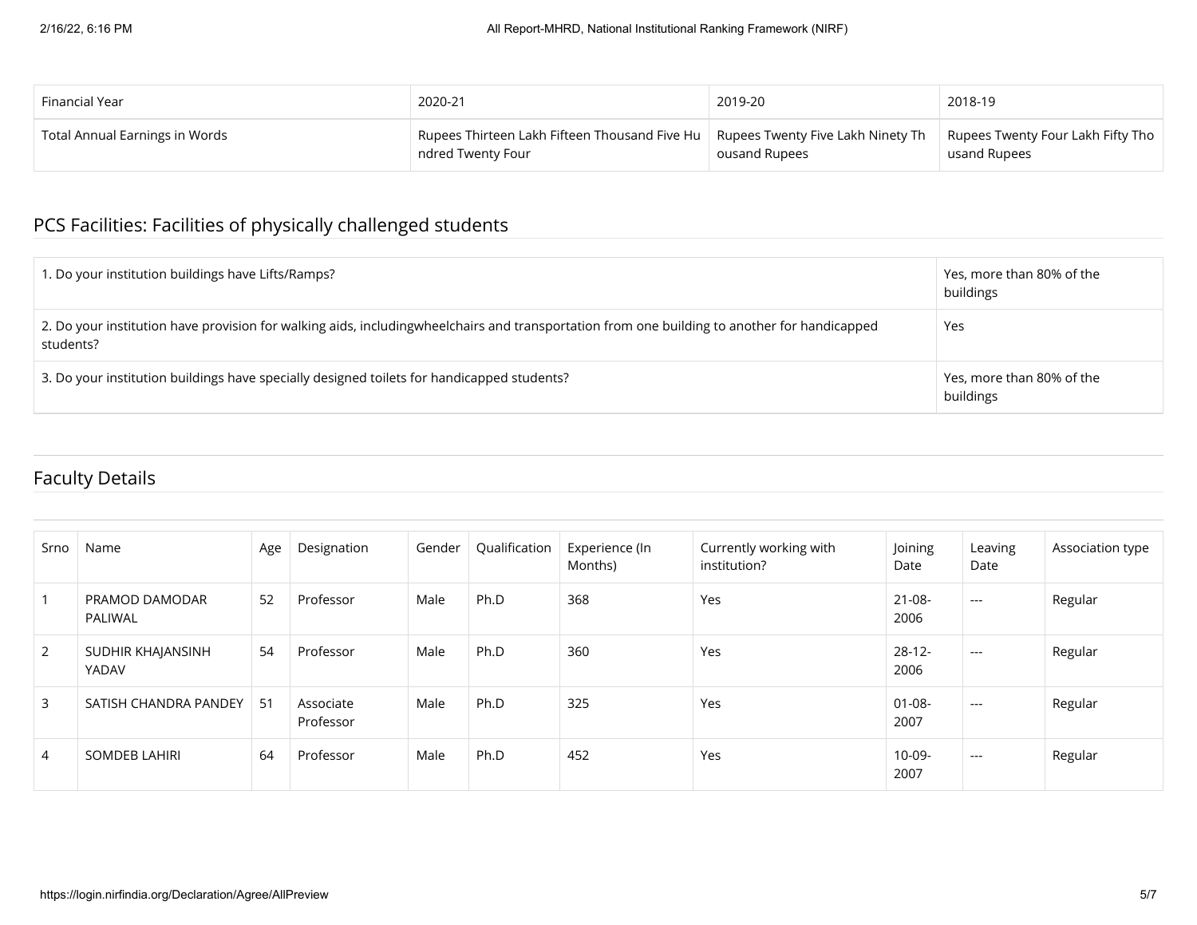| Financial Year | 2020-21 | 2019-20 | 2018-19 |
| --- | --- | --- | --- |
| Total Annual Earnings in Words | Rupees Thirteen Lakh Fifteen Thousand Five Hundred Twenty Four | Rupees Twenty Five Lakh Ninety Thousand Rupees | Rupees Twenty Four Lakh Fifty Thousand Rupees |

## PCS Facilities: Facilities of physically challenged students

| | |
| --- | --- |
| 1. Do your institution buildings have Lifts/Ramps? | Yes, more than 80% of the buildings |
| 2. Do your institution have provision for walking aids, includingwheelchairs and transportation from one building to another for handicapped students? | Yes |
| 3. Do your institution buildings have specially designed toilets for handicapped students? | Yes, more than 80% of the buildings |

## Faculty Details

| Srno | Name | Age | Designation | Gender | Qualification | Experience (In Months) | Currently working with institution? | Joining Date | Leaving Date | Association type |
| --- | --- | --- | --- | --- | --- | --- | --- | --- | --- | --- |
| 1 | PRAMOD DAMODAR PALIWAL | 52 | Professor | Male | Ph.D | 368 | Yes | 21-08-2006 | --- | Regular |
| 2 | SUDHIR KHAJANSINH YADAV | 54 | Professor | Male | Ph.D | 360 | Yes | 28-12-2006 | --- | Regular |
| 3 | SATISH CHANDRA PANDEY | 51 | Associate Professor | Male | Ph.D | 325 | Yes | 01-08-2007 | --- | Regular |
| 4 | SOMDEB LAHIRI | 64 | Professor | Male | Ph.D | 452 | Yes | 10-09-2007 | --- | Regular |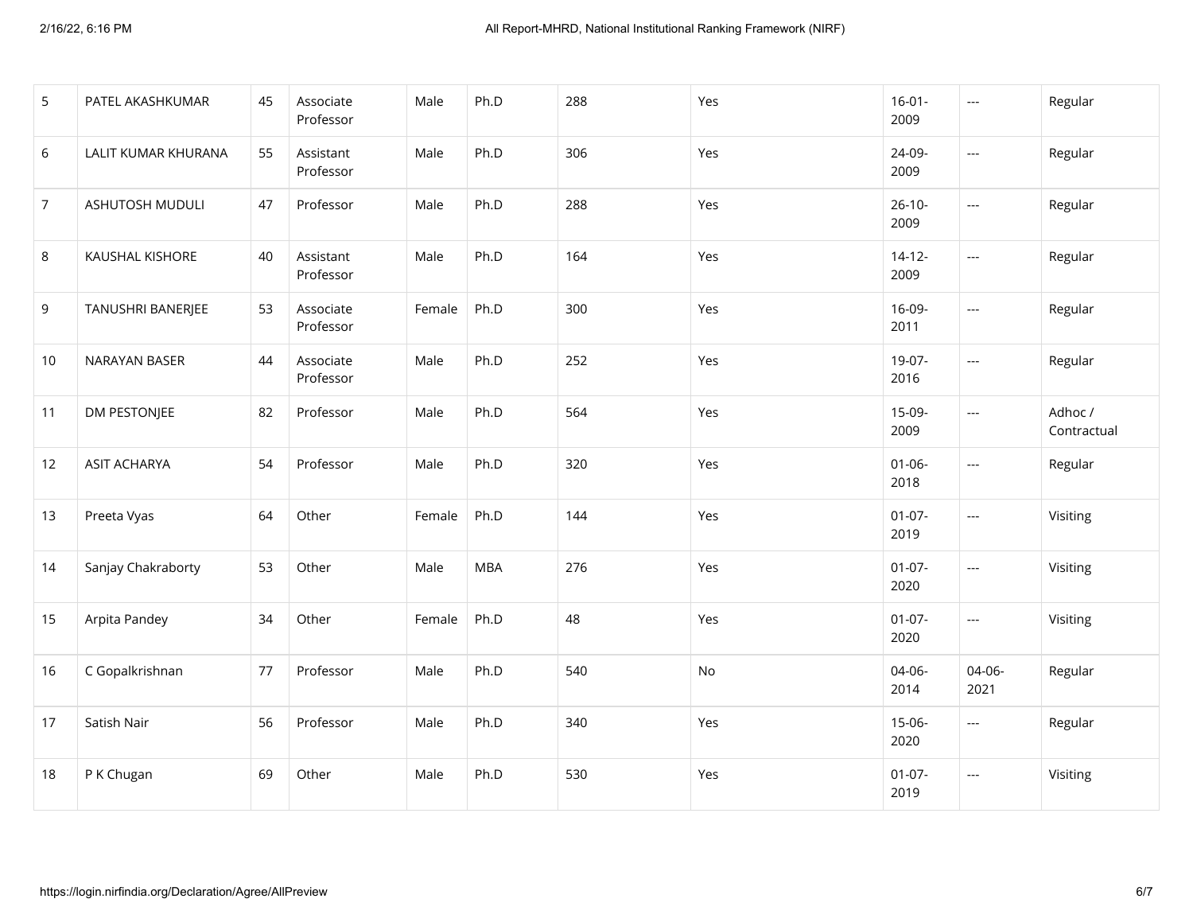| | | | | | | | | | | |
|---|---|---|---|---|---|---|---|---|---|---|
| 5 | PATEL AKASHKUMAR | 45 | Associate Professor | Male | Ph.D | 288 | Yes | 16-01-2009 | --- | Regular |
| 6 | LALIT KUMAR KHURANA | 55 | Assistant Professor | Male | Ph.D | 306 | Yes | 24-09-2009 | --- | Regular |
| 7 | ASHUTOSH MUDULI | 47 | Professor | Male | Ph.D | 288 | Yes | 26-10-2009 | --- | Regular |
| 8 | KAUSHAL KISHORE | 40 | Assistant Professor | Male | Ph.D | 164 | Yes | 14-12-2009 | --- | Regular |
| 9 | TANUSHRI BANERJEE | 53 | Associate Professor | Female | Ph.D | 300 | Yes | 16-09-2011 | --- | Regular |
| 10 | NARAYAN BASER | 44 | Associate Professor | Male | Ph.D | 252 | Yes | 19-07-2016 | --- | Regular |
| 11 | DM PESTONJEE | 82 | Professor | Male | Ph.D | 564 | Yes | 15-09-2009 | --- | Adhoc / Contractual |
| 12 | ASIT ACHARYA | 54 | Professor | Male | Ph.D | 320 | Yes | 01-06-2018 | --- | Regular |
| 13 | Preeta Vyas | 64 | Other | Female | Ph.D | 144 | Yes | 01-07-2019 | --- | Visiting |
| 14 | Sanjay Chakraborty | 53 | Other | Male | MBA | 276 | Yes | 01-07-2020 | --- | Visiting |
| 15 | Arpita Pandey | 34 | Other | Female | Ph.D | 48 | Yes | 01-07-2020 | --- | Visiting |
| 16 | C Gopalkrishnan | 77 | Professor | Male | Ph.D | 540 | No | 04-06-2014 | 04-06-2021 | Regular |
| 17 | Satish Nair | 56 | Professor | Male | Ph.D | 340 | Yes | 15-06-2020 | --- | Regular |
| 18 | P K Chugan | 69 | Other | Male | Ph.D | 530 | Yes | 01-07-2019 | --- | Visiting |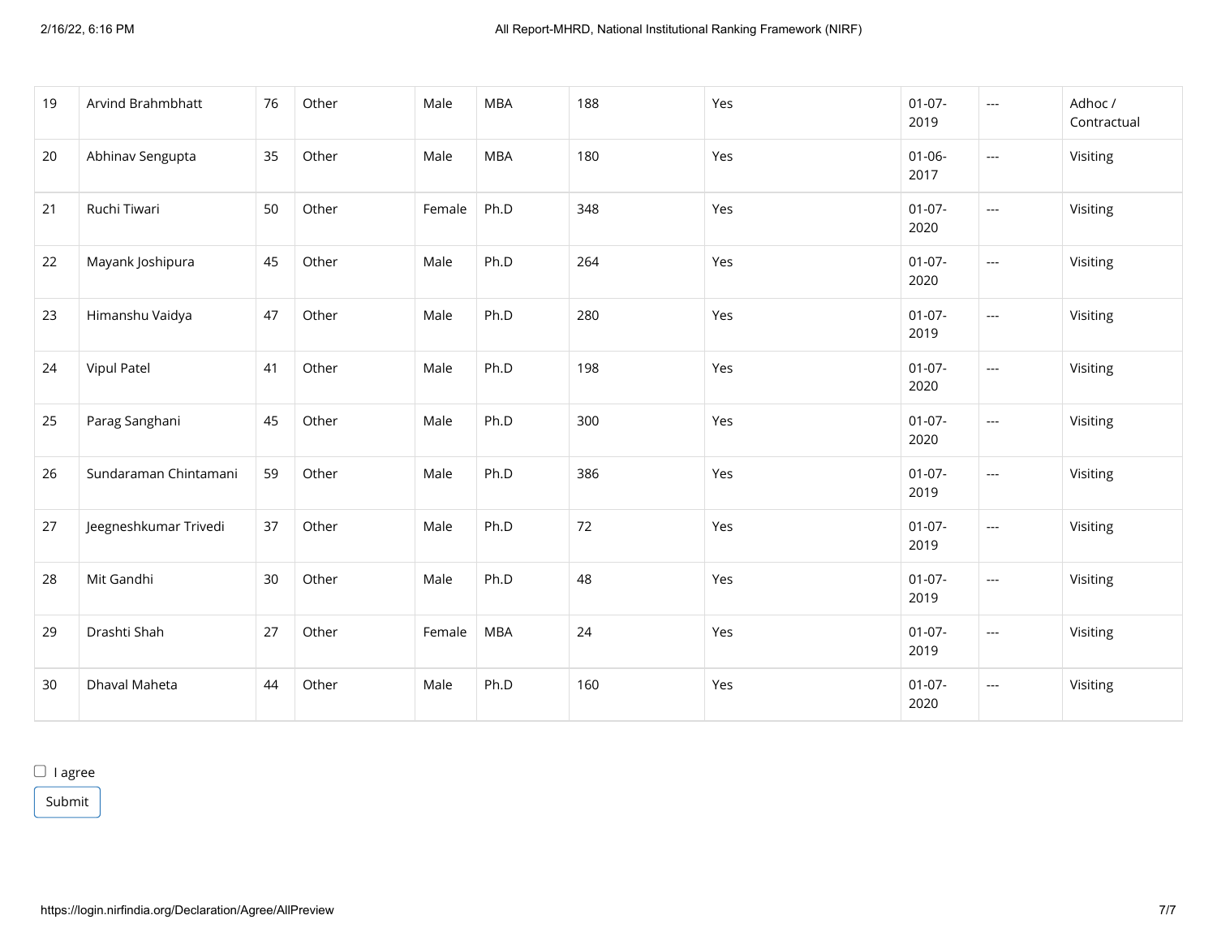| | | | | | | | | | | |
|---|---|---|---|---|---|---|---|---|---|---|
| 19 | Arvind Brahmbhatt | 76 | Other | Male | MBA | 188 | Yes | 01-07-2019 | --- | Adhoc / Contractual |
| 20 | Abhinav Sengupta | 35 | Other | Male | MBA | 180 | Yes | 01-06-2017 | --- | Visiting |
| 21 | Ruchi Tiwari | 50 | Other | Female | Ph.D | 348 | Yes | 01-07-2020 | --- | Visiting |
| 22 | Mayank Joshipura | 45 | Other | Male | Ph.D | 264 | Yes | 01-07-2020 | --- | Visiting |
| 23 | Himanshu Vaidya | 47 | Other | Male | Ph.D | 280 | Yes | 01-07-2019 | --- | Visiting |
| 24 | Vipul Patel | 41 | Other | Male | Ph.D | 198 | Yes | 01-07-2020 | --- | Visiting |
| 25 | Parag Sanghani | 45 | Other | Male | Ph.D | 300 | Yes | 01-07-2020 | --- | Visiting |
| 26 | Sundaraman Chintamani | 59 | Other | Male | Ph.D | 386 | Yes | 01-07-2019 | --- | Visiting |
| 27 | Jeegneshkumar Trivedi | 37 | Other | Male | Ph.D | 72 | Yes | 01-07-2019 | --- | Visiting |
| 28 | Mit Gandhi | 30 | Other | Male | Ph.D | 48 | Yes | 01-07-2019 | --- | Visiting |
| 29 | Drashti Shah | 27 | Other | Female | MBA | 24 | Yes | 01-07-2019 | --- | Visiting |
| 30 | Dhaval Maheta | 44 | Other | Male | Ph.D | 160 | Yes | 01-07-2020 | --- | Visiting |

☐ I agree

Submit